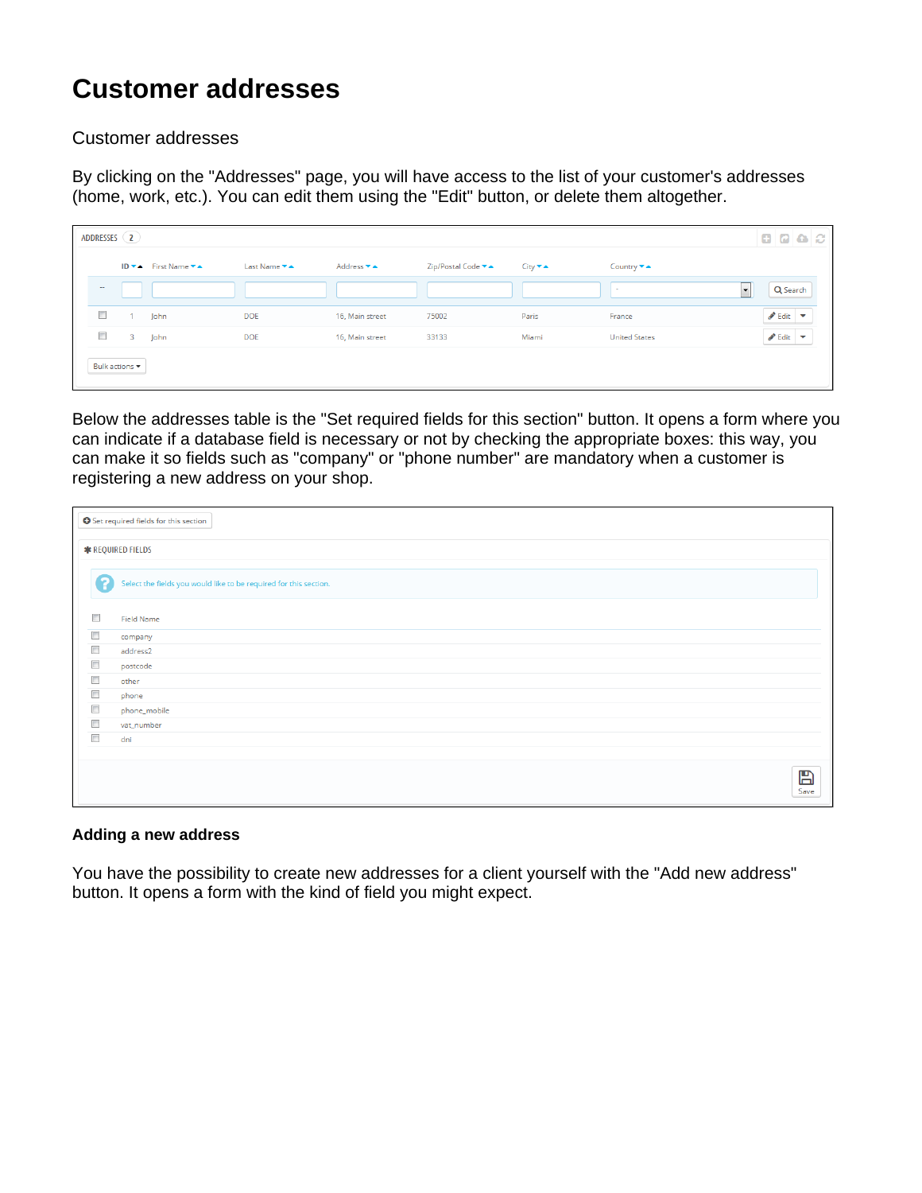# Customer addresses

Customer addresses

By clicking on the "Addresses" page, you will have access to the list of your customer's addresses (home, work, etc.). You can edit them using the "Edit" button, or delete them altogether.

Below the addresses table is the "Set required fields for this section" button. It opens a form where you can indicate if a database field is necessary or not by checking the appropriate boxes: this way, you can make it so fields such as "company" or "phone number" are mandatory when a customer is registering a new address on your shop.

### Adding a new address

You have the possibility to create new addresses for a client yourself with the "Add new address" button. It opens a form with the kind of field you might expect.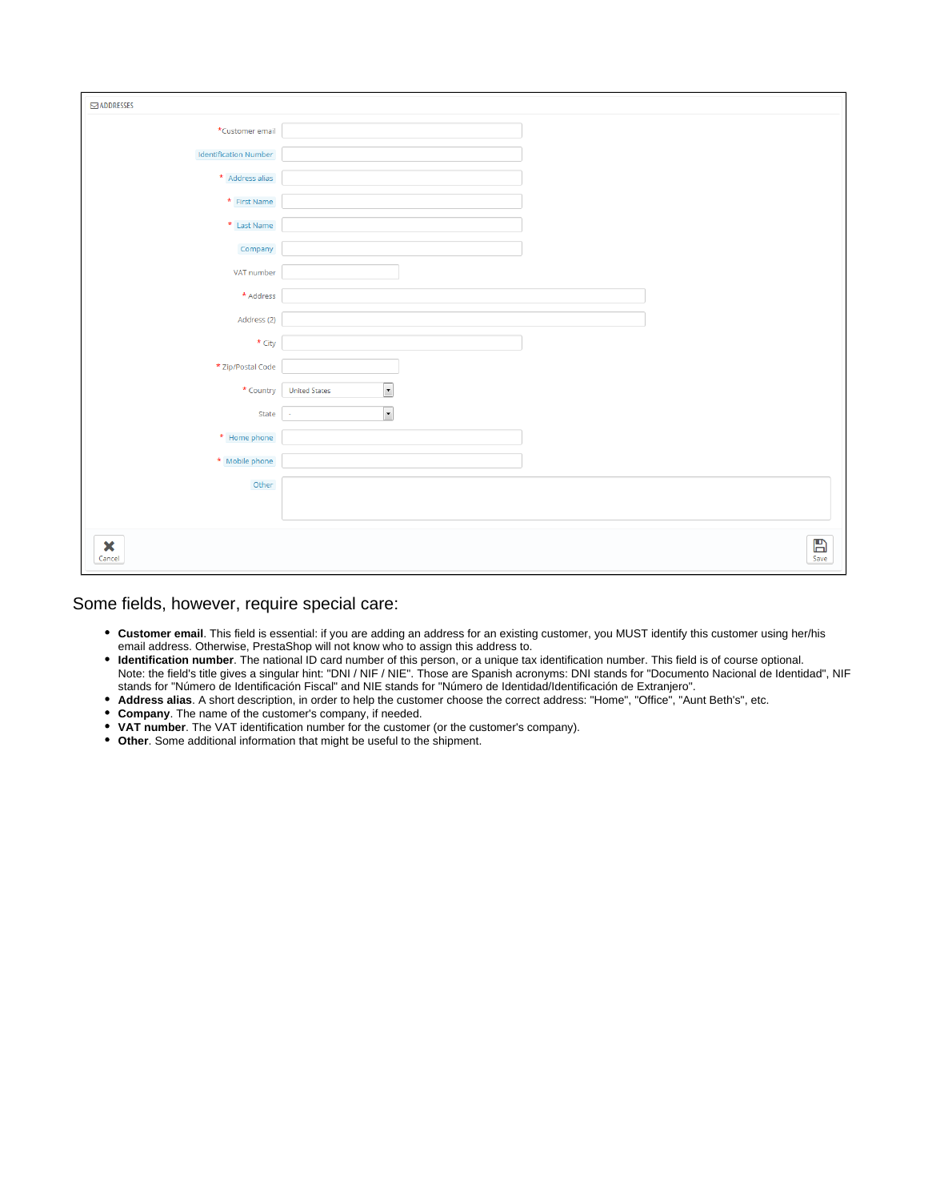Some fields, however, require special care:

- **Customer email**. This field is essential: if you are adding an address for an existing customer, you MUST identify this customer using her/his email address. Otherwise, PrestaShop will not know who to assign this address to.
- **Identification number**. The national ID card number of this person, or a unique tax identification number. This field is of course optional. Note: the field's title gives a singular hint: "DNI / NIF / NIE". Those are Spanish acronyms: DNI stands for "Documento Nacional de Identidad", NIF stands for "Número de Identificación Fiscal" and NIE stands for "Número de Identidad/Identificación de Extranjero".
- **Address alias**. A short description, in order to help the customer choose the correct address: "Home", "Office", "Aunt Beth's", etc.
- **Company**. The name of the customer's company, if needed.
- **VAT number**. The VAT identification number for the customer (or the customer's company).
- **Other**. Some additional information that might be useful to the shipment.